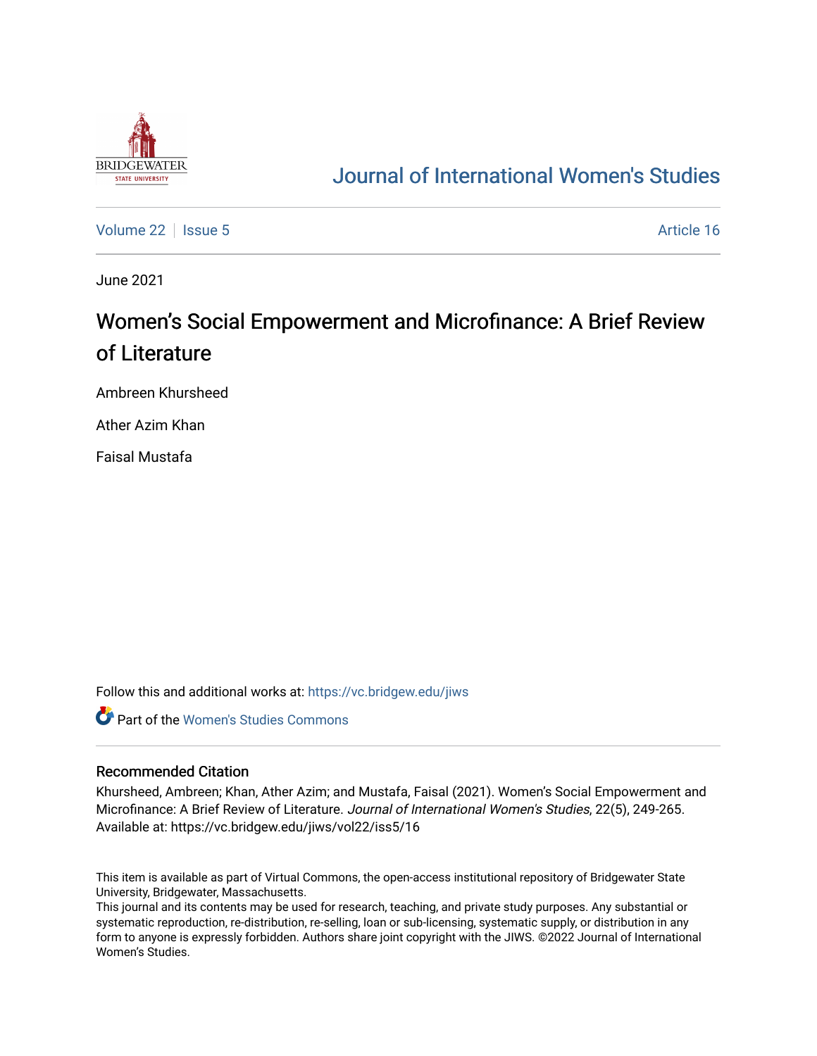Journal of International Women's Studies

Volume 22 | Issue 5 | Article 16

June 2021

# Women's Social Empowerment and Microfinance: A Brief Review of Literature

Ambreen Khursheed

Ather Azim Khan

Faisal Mustafa

Follow this and additional works at: https://vc.bridgew.edu/jiws

Part of the Women's Studies Commons

## Recommended Citation

Khursheed, Ambreen; Khan, Ather Azim; and Mustafa, Faisal (2021). Women's Social Empowerment and Microfinance: A Brief Review of Literature. *Journal of International Women's Studies*, 22(5), 249-265. Available at: https://vc.bridgew.edu/jiws/vol22/iss5/16

This item is available as part of Virtual Commons, the open-access institutional repository of Bridgewater State University, Bridgewater, Massachusetts.

This journal and its contents may be used for research, teaching, and private study purposes. Any substantial or systematic reproduction, re-distribution, re-selling, loan or sub-licensing, systematic supply, or distribution in any form to anyone is expressly forbidden. Authors share joint copyright with the JIWS. ©2022 Journal of International Women's Studies.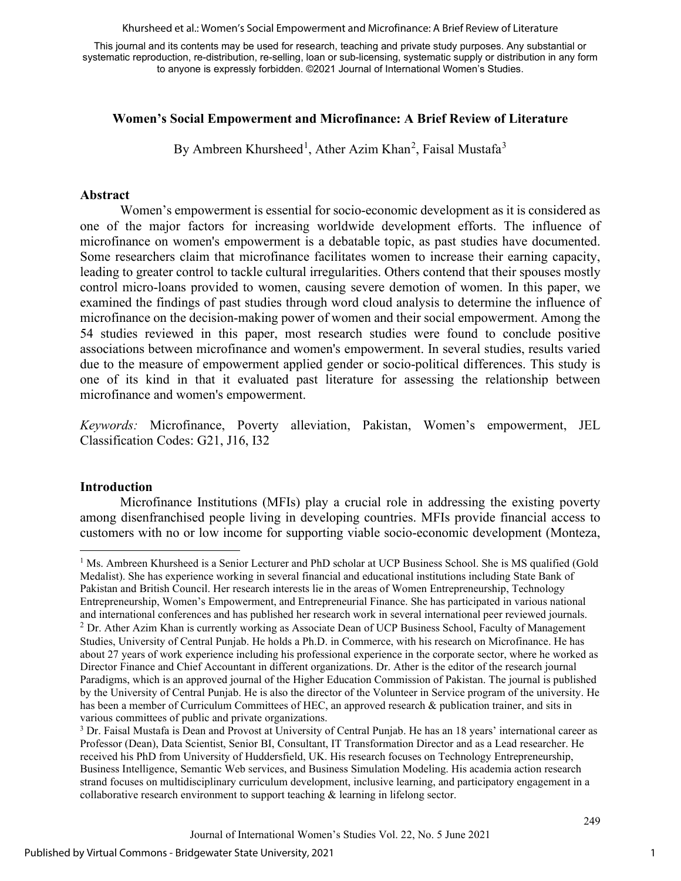This journal and its contents may be used for research, teaching and private study purposes. Any substantial or systematic reproduction, re-distribution, re-selling, loan or sub-licensing, systematic supply or distribution in any form to anyone is expressly forbidden. ©2021 Journal of International Women's Studies.

# Women's Social Empowerment and Microfinance: A Brief Review of Literature

By Ambreen Khursheed[1], Ather Azim Khan[2], Faisal Mustafa[3]

## Abstract

Women's empowerment is essential for socio-economic development as it is considered as one of the major factors for increasing worldwide development efforts. The influence of microfinance on women's empowerment is a debatable topic, as past studies have documented. Some researchers claim that microfinance facilitates women to increase their earning capacity, leading to greater control to tackle cultural irregularities. Others contend that their spouses mostly control micro-loans provided to women, causing severe demotion of women. In this paper, we examined the findings of past studies through word cloud analysis to determine the influence of microfinance on the decision-making power of women and their social empowerment. Among the 54 studies reviewed in this paper, most research studies were found to conclude positive associations between microfinance and women's empowerment. In several studies, results varied due to the measure of empowerment applied gender or socio-political differences. This study is one of its kind in that it evaluated past literature for assessing the relationship between microfinance and women's empowerment.

*Keywords:* Microfinance, Poverty alleviation, Pakistan, Women's empowerment, JEL Classification Codes: G21, J16, I32

## Introduction

Microfinance Institutions (MFIs) play a crucial role in addressing the existing poverty among disenfranchised people living in developing countries. MFIs provide financial access to customers with no or low income for supporting viable socio-economic development (Monteza,

---

[1] Ms. Ambreen Khursheed is a Senior Lecturer and PhD scholar at UCP Business School. She is MS qualified (Gold Medalist). She has experience working in several financial and educational institutions including State Bank of Pakistan and British Council. Her research interests lie in the areas of Women Entrepreneurship, Technology Entrepreneurship, Women's Empowerment, and Entrepreneurial Finance. She has participated in various national and international conferences and has published her research work in several international peer reviewed journals.

[2] Dr. Ather Azim Khan is currently working as Associate Dean of UCP Business School, Faculty of Management Studies, University of Central Punjab. He holds a Ph.D. in Commerce, with his research on Microfinance. He has about 27 years of work experience including his professional experience in the corporate sector, where he worked as Director Finance and Chief Accountant in different organizations. Dr. Ather is the editor of the research journal Paradigms, which is an approved journal of the Higher Education Commission of Pakistan. The journal is published by the University of Central Punjab. He is also the director of the Volunteer in Service program of the university. He has been a member of Curriculum Committees of HEC, an approved research & publication trainer, and sits in various committees of public and private organizations.

[3] Dr. Faisal Mustafa is Dean and Provost at University of Central Punjab. He has an 18 years' international career as Professor (Dean), Data Scientist, Senior BI, Consultant, IT Transformation Director and as a Lead researcher. He received his PhD from University of Huddersfield, UK. His research focuses on Technology Entrepreneurship, Business Intelligence, Semantic Web services, and Business Simulation Modeling. His academia action research strand focuses on multidisciplinary curriculum development, inclusive learning, and participatory engagement in a collaborative research environment to support teaching & learning in lifelong sector.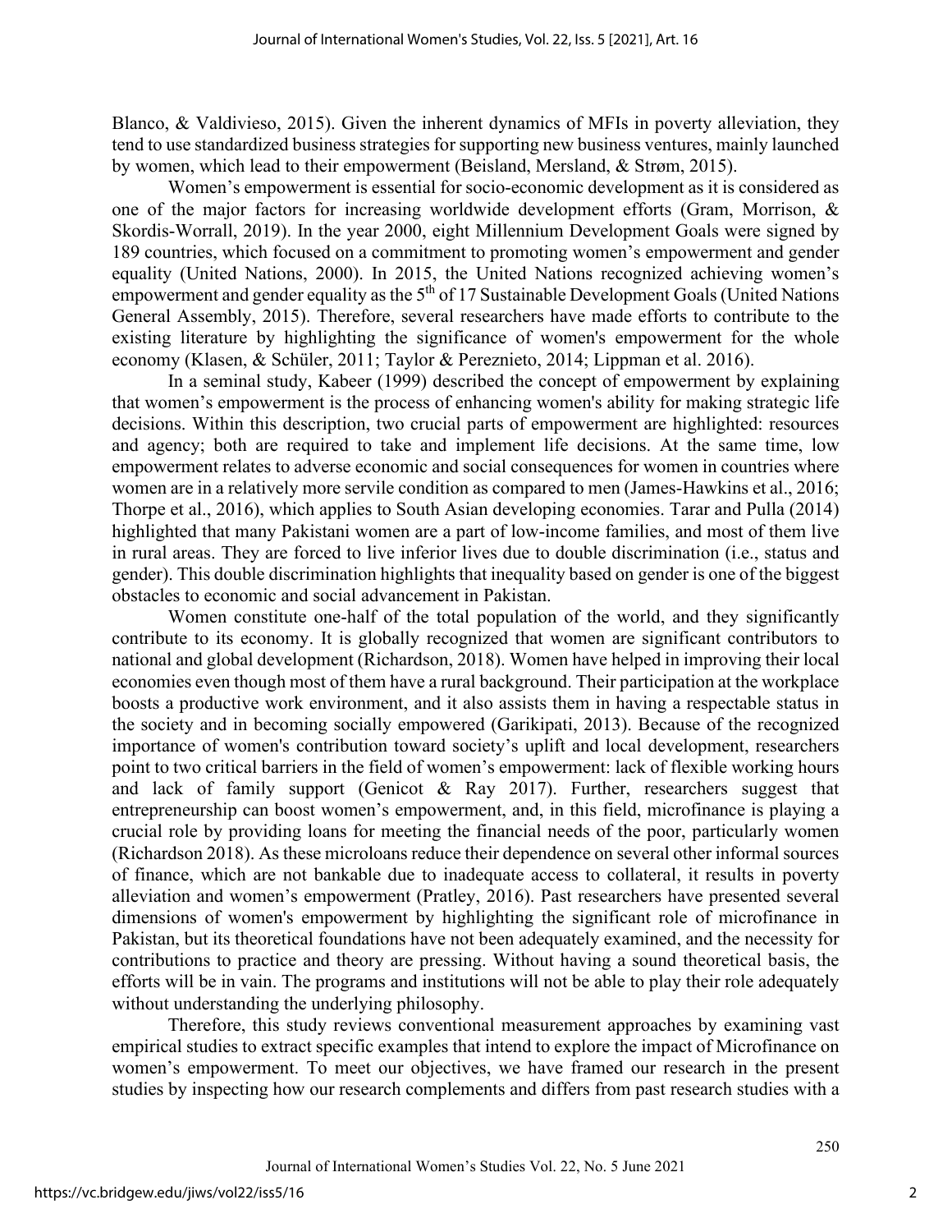Blanco, & Valdivieso, 2015). Given the inherent dynamics of MFIs in poverty alleviation, they tend to use standardized business strategies for supporting new business ventures, mainly launched by women, which lead to their empowerment (Beisland, Mersland, & Strøm, 2015).

Women's empowerment is essential for socio-economic development as it is considered as one of the major factors for increasing worldwide development efforts (Gram, Morrison, & Skordis-Worrall, 2019). In the year 2000, eight Millennium Development Goals were signed by 189 countries, which focused on a commitment to promoting women's empowerment and gender equality (United Nations, 2000). In 2015, the United Nations recognized achieving women's empowerment and gender equality as the 5th of 17 Sustainable Development Goals (United Nations General Assembly, 2015). Therefore, several researchers have made efforts to contribute to the existing literature by highlighting the significance of women's empowerment for the whole economy (Klasen, & Schüler, 2011; Taylor & Pereznieto, 2014; Lippman et al. 2016).

In a seminal study, Kabeer (1999) described the concept of empowerment by explaining that women's empowerment is the process of enhancing women's ability for making strategic life decisions. Within this description, two crucial parts of empowerment are highlighted: resources and agency; both are required to take and implement life decisions. At the same time, low empowerment relates to adverse economic and social consequences for women in countries where women are in a relatively more servile condition as compared to men (James-Hawkins et al., 2016; Thorpe et al., 2016), which applies to South Asian developing economies. Tarar and Pulla (2014) highlighted that many Pakistani women are a part of low-income families, and most of them live in rural areas. They are forced to live inferior lives due to double discrimination (i.e., status and gender). This double discrimination highlights that inequality based on gender is one of the biggest obstacles to economic and social advancement in Pakistan.

Women constitute one-half of the total population of the world, and they significantly contribute to its economy. It is globally recognized that women are significant contributors to national and global development (Richardson, 2018). Women have helped in improving their local economies even though most of them have a rural background. Their participation at the workplace boosts a productive work environment, and it also assists them in having a respectable status in the society and in becoming socially empowered (Garikipati, 2013). Because of the recognized importance of women's contribution toward society's uplift and local development, researchers point to two critical barriers in the field of women's empowerment: lack of flexible working hours and lack of family support (Genicot & Ray 2017). Further, researchers suggest that entrepreneurship can boost women's empowerment, and, in this field, microfinance is playing a crucial role by providing loans for meeting the financial needs of the poor, particularly women (Richardson 2018). As these microloans reduce their dependence on several other informal sources of finance, which are not bankable due to inadequate access to collateral, it results in poverty alleviation and women's empowerment (Pratley, 2016). Past researchers have presented several dimensions of women's empowerment by highlighting the significant role of microfinance in Pakistan, but its theoretical foundations have not been adequately examined, and the necessity for contributions to practice and theory are pressing. Without having a sound theoretical basis, the efforts will be in vain. The programs and institutions will not be able to play their role adequately without understanding the underlying philosophy.

Therefore, this study reviews conventional measurement approaches by examining vast empirical studies to extract specific examples that intend to explore the impact of Microfinance on women's empowerment. To meet our objectives, we have framed our research in the present studies by inspecting how our research complements and differs from past research studies with a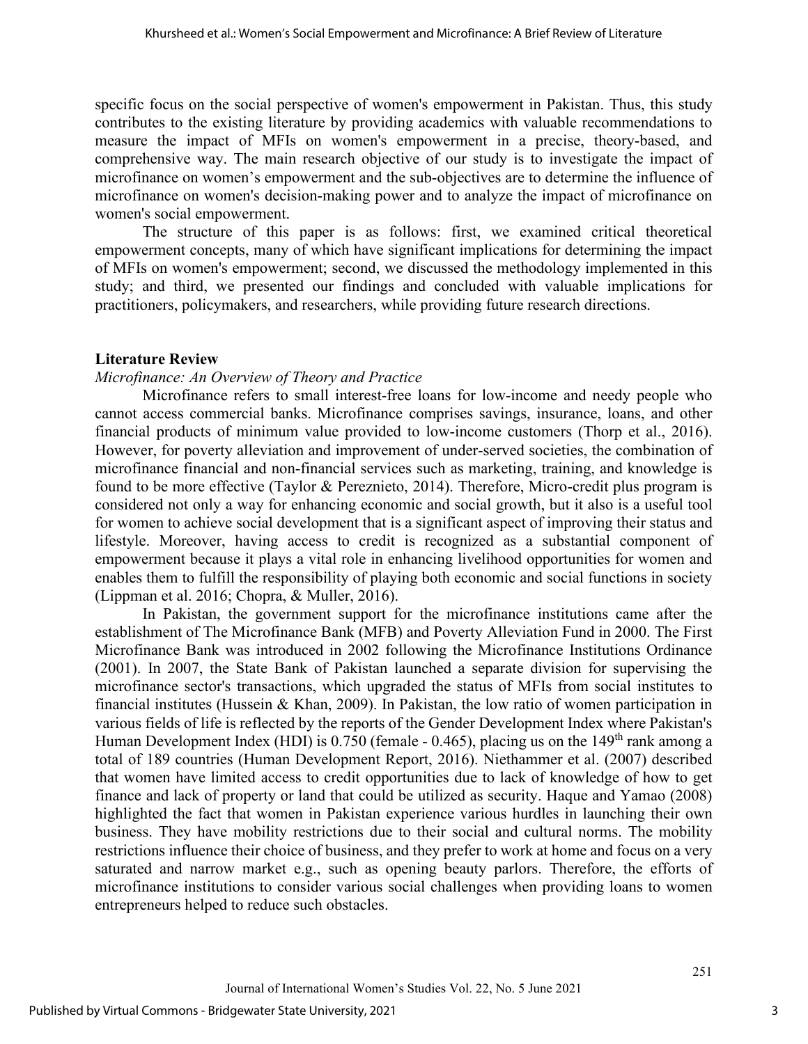specific focus on the social perspective of women's empowerment in Pakistan. Thus, this study contributes to the existing literature by providing academics with valuable recommendations to measure the impact of MFIs on women's empowerment in a precise, theory-based, and comprehensive way. The main research objective of our study is to investigate the impact of microfinance on women's empowerment and the sub-objectives are to determine the influence of microfinance on women's decision-making power and to analyze the impact of microfinance on women's social empowerment.

The structure of this paper is as follows: first, we examined critical theoretical empowerment concepts, many of which have significant implications for determining the impact of MFIs on women's empowerment; second, we discussed the methodology implemented in this study; and third, we presented our findings and concluded with valuable implications for practitioners, policymakers, and researchers, while providing future research directions.

## Literature Review

### *Microfinance: An Overview of Theory and Practice*

Microfinance refers to small interest-free loans for low-income and needy people who cannot access commercial banks. Microfinance comprises savings, insurance, loans, and other financial products of minimum value provided to low-income customers (Thorp et al., 2016). However, for poverty alleviation and improvement of under-served societies, the combination of microfinance financial and non-financial services such as marketing, training, and knowledge is found to be more effective (Taylor & Pereznieto, 2014). Therefore, Micro-credit plus program is considered not only a way for enhancing economic and social growth, but it also is a useful tool for women to achieve social development that is a significant aspect of improving their status and lifestyle. Moreover, having access to credit is recognized as a substantial component of empowerment because it plays a vital role in enhancing livelihood opportunities for women and enables them to fulfill the responsibility of playing both economic and social functions in society (Lippman et al. 2016; Chopra, & Muller, 2016).

In Pakistan, the government support for the microfinance institutions came after the establishment of The Microfinance Bank (MFB) and Poverty Alleviation Fund in 2000. The First Microfinance Bank was introduced in 2002 following the Microfinance Institutions Ordinance (2001). In 2007, the State Bank of Pakistan launched a separate division for supervising the microfinance sector's transactions, which upgraded the status of MFIs from social institutes to financial institutes (Hussein & Khan, 2009). In Pakistan, the low ratio of women participation in various fields of life is reflected by the reports of the Gender Development Index where Pakistan's Human Development Index (HDI) is 0.750 (female - 0.465), placing us on the 149th rank among a total of 189 countries (Human Development Report, 2016). Niethammer et al. (2007) described that women have limited access to credit opportunities due to lack of knowledge of how to get finance and lack of property or land that could be utilized as security. Haque and Yamao (2008) highlighted the fact that women in Pakistan experience various hurdles in launching their own business. They have mobility restrictions due to their social and cultural norms. The mobility restrictions influence their choice of business, and they prefer to work at home and focus on a very saturated and narrow market e.g., such as opening beauty parlors. Therefore, the efforts of microfinance institutions to consider various social challenges when providing loans to women entrepreneurs helped to reduce such obstacles.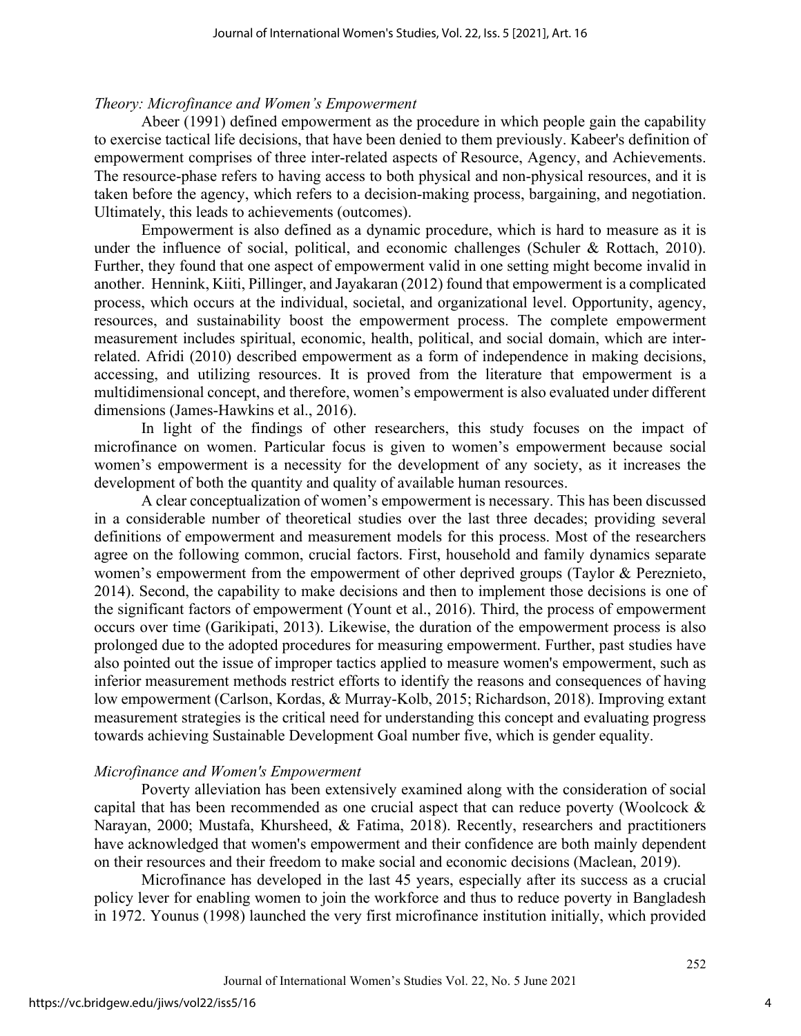*Theory: Microfinance and Women's Empowerment*

Abeer (1991) defined empowerment as the procedure in which people gain the capability to exercise tactical life decisions, that have been denied to them previously. Kabeer's definition of empowerment comprises of three inter-related aspects of Resource, Agency, and Achievements. The resource-phase refers to having access to both physical and non-physical resources, and it is taken before the agency, which refers to a decision-making process, bargaining, and negotiation. Ultimately, this leads to achievements (outcomes).

Empowerment is also defined as a dynamic procedure, which is hard to measure as it is under the influence of social, political, and economic challenges (Schuler & Rottach, 2010). Further, they found that one aspect of empowerment valid in one setting might become invalid in another. Hennink, Kiiti, Pillinger, and Jayakaran (2012) found that empowerment is a complicated process, which occurs at the individual, societal, and organizational level. Opportunity, agency, resources, and sustainability boost the empowerment process. The complete empowerment measurement includes spiritual, economic, health, political, and social domain, which are inter-related. Afridi (2010) described empowerment as a form of independence in making decisions, accessing, and utilizing resources. It is proved from the literature that empowerment is a multidimensional concept, and therefore, women's empowerment is also evaluated under different dimensions (James-Hawkins et al., 2016).

In light of the findings of other researchers, this study focuses on the impact of microfinance on women. Particular focus is given to women's empowerment because social women's empowerment is a necessity for the development of any society, as it increases the development of both the quantity and quality of available human resources.

A clear conceptualization of women's empowerment is necessary. This has been discussed in a considerable number of theoretical studies over the last three decades; providing several definitions of empowerment and measurement models for this process. Most of the researchers agree on the following common, crucial factors. First, household and family dynamics separate women's empowerment from the empowerment of other deprived groups (Taylor & Pereznieto, 2014). Second, the capability to make decisions and then to implement those decisions is one of the significant factors of empowerment (Yount et al., 2016). Third, the process of empowerment occurs over time (Garikipati, 2013). Likewise, the duration of the empowerment process is also prolonged due to the adopted procedures for measuring empowerment. Further, past studies have also pointed out the issue of improper tactics applied to measure women's empowerment, such as inferior measurement methods restrict efforts to identify the reasons and consequences of having low empowerment (Carlson, Kordas, & Murray-Kolb, 2015; Richardson, 2018). Improving extant measurement strategies is the critical need for understanding this concept and evaluating progress towards achieving Sustainable Development Goal number five, which is gender equality.

*Microfinance and Women's Empowerment*

Poverty alleviation has been extensively examined along with the consideration of social capital that has been recommended as one crucial aspect that can reduce poverty (Woolcock & Narayan, 2000; Mustafa, Khursheed, & Fatima, 2018). Recently, researchers and practitioners have acknowledged that women's empowerment and their confidence are both mainly dependent on their resources and their freedom to make social and economic decisions (Maclean, 2019).

Microfinance has developed in the last 45 years, especially after its success as a crucial policy lever for enabling women to join the workforce and thus to reduce poverty in Bangladesh in 1972. Younus (1998) launched the very first microfinance institution initially, which provided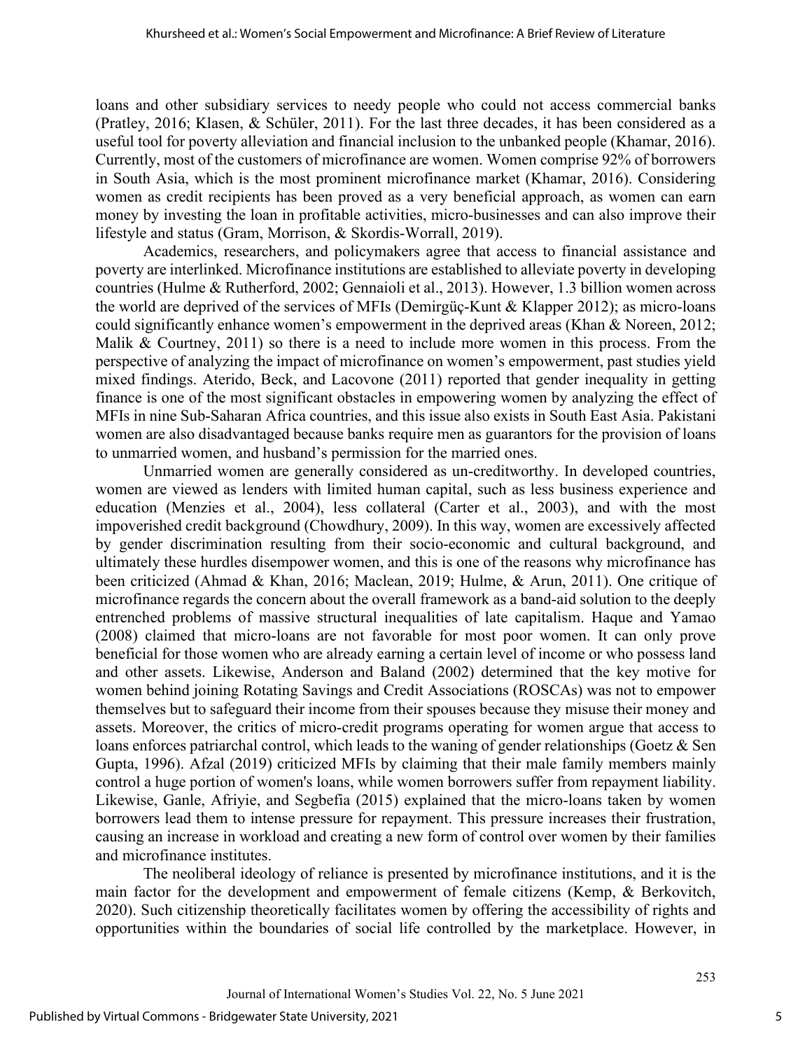loans and other subsidiary services to needy people who could not access commercial banks (Pratley, 2016; Klasen, & Schüler, 2011). For the last three decades, it has been considered as a useful tool for poverty alleviation and financial inclusion to the unbanked people (Khamar, 2016). Currently, most of the customers of microfinance are women. Women comprise 92% of borrowers in South Asia, which is the most prominent microfinance market (Khamar, 2016). Considering women as credit recipients has been proved as a very beneficial approach, as women can earn money by investing the loan in profitable activities, micro-businesses and can also improve their lifestyle and status (Gram, Morrison, & Skordis-Worrall, 2019).

Academics, researchers, and policymakers agree that access to financial assistance and poverty are interlinked. Microfinance institutions are established to alleviate poverty in developing countries (Hulme & Rutherford, 2002; Gennaioli et al., 2013). However, 1.3 billion women across the world are deprived of the services of MFIs (Demirgüç-Kunt & Klapper 2012); as micro-loans could significantly enhance women's empowerment in the deprived areas (Khan & Noreen, 2012; Malik & Courtney, 2011) so there is a need to include more women in this process. From the perspective of analyzing the impact of microfinance on women's empowerment, past studies yield mixed findings. Aterido, Beck, and Lacovone (2011) reported that gender inequality in getting finance is one of the most significant obstacles in empowering women by analyzing the effect of MFIs in nine Sub-Saharan Africa countries, and this issue also exists in South East Asia. Pakistani women are also disadvantaged because banks require men as guarantors for the provision of loans to unmarried women, and husband's permission for the married ones.

Unmarried women are generally considered as un-creditworthy. In developed countries, women are viewed as lenders with limited human capital, such as less business experience and education (Menzies et al., 2004), less collateral (Carter et al., 2003), and with the most impoverished credit background (Chowdhury, 2009). In this way, women are excessively affected by gender discrimination resulting from their socio-economic and cultural background, and ultimately these hurdles disempower women, and this is one of the reasons why microfinance has been criticized (Ahmad & Khan, 2016; Maclean, 2019; Hulme, & Arun, 2011). One critique of microfinance regards the concern about the overall framework as a band-aid solution to the deeply entrenched problems of massive structural inequalities of late capitalism. Haque and Yamao (2008) claimed that micro-loans are not favorable for most poor women. It can only prove beneficial for those women who are already earning a certain level of income or who possess land and other assets. Likewise, Anderson and Baland (2002) determined that the key motive for women behind joining Rotating Savings and Credit Associations (ROSCAs) was not to empower themselves but to safeguard their income from their spouses because they misuse their money and assets. Moreover, the critics of micro-credit programs operating for women argue that access to loans enforces patriarchal control, which leads to the waning of gender relationships (Goetz & Sen Gupta, 1996). Afzal (2019) criticized MFIs by claiming that their male family members mainly control a huge portion of women's loans, while women borrowers suffer from repayment liability. Likewise, Ganle, Afriyie, and Segbefia (2015) explained that the micro-loans taken by women borrowers lead them to intense pressure for repayment. This pressure increases their frustration, causing an increase in workload and creating a new form of control over women by their families and microfinance institutes.

The neoliberal ideology of reliance is presented by microfinance institutions, and it is the main factor for the development and empowerment of female citizens (Kemp, & Berkovitch, 2020). Such citizenship theoretically facilitates women by offering the accessibility of rights and opportunities within the boundaries of social life controlled by the marketplace. However, in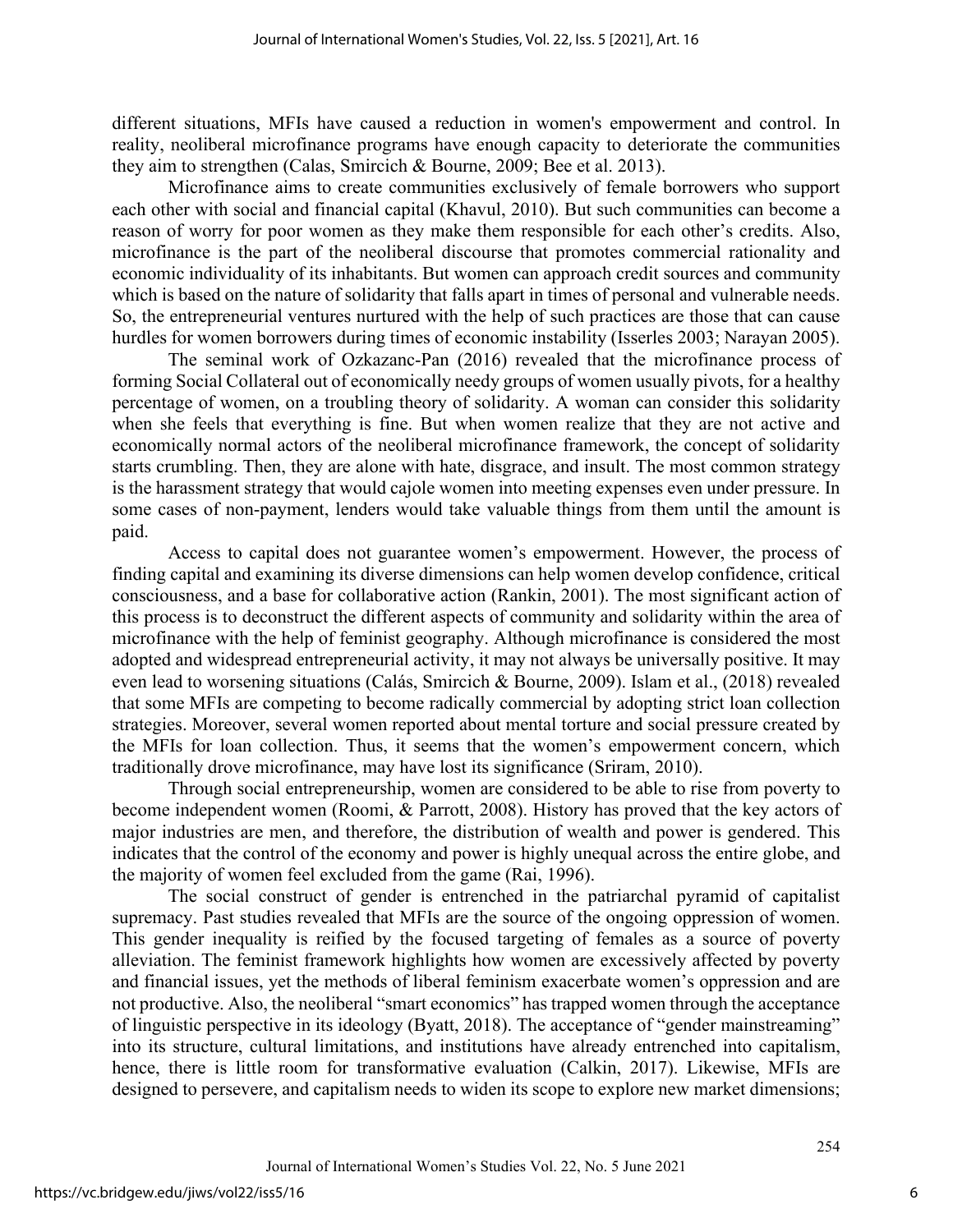different situations, MFIs have caused a reduction in women's empowerment and control. In reality, neoliberal microfinance programs have enough capacity to deteriorate the communities they aim to strengthen (Calas, Smircich & Bourne, 2009; Bee et al. 2013).

Microfinance aims to create communities exclusively of female borrowers who support each other with social and financial capital (Khavul, 2010). But such communities can become a reason of worry for poor women as they make them responsible for each other's credits. Also, microfinance is the part of the neoliberal discourse that promotes commercial rationality and economic individuality of its inhabitants. But women can approach credit sources and community which is based on the nature of solidarity that falls apart in times of personal and vulnerable needs. So, the entrepreneurial ventures nurtured with the help of such practices are those that can cause hurdles for women borrowers during times of economic instability (Isserles 2003; Narayan 2005).

The seminal work of Ozkazanc-Pan (2016) revealed that the microfinance process of forming Social Collateral out of economically needy groups of women usually pivots, for a healthy percentage of women, on a troubling theory of solidarity. A woman can consider this solidarity when she feels that everything is fine. But when women realize that they are not active and economically normal actors of the neoliberal microfinance framework, the concept of solidarity starts crumbling. Then, they are alone with hate, disgrace, and insult. The most common strategy is the harassment strategy that would cajole women into meeting expenses even under pressure. In some cases of non-payment, lenders would take valuable things from them until the amount is paid.

Access to capital does not guarantee women's empowerment. However, the process of finding capital and examining its diverse dimensions can help women develop confidence, critical consciousness, and a base for collaborative action (Rankin, 2001). The most significant action of this process is to deconstruct the different aspects of community and solidarity within the area of microfinance with the help of feminist geography. Although microfinance is considered the most adopted and widespread entrepreneurial activity, it may not always be universally positive. It may even lead to worsening situations (Calás, Smircich & Bourne, 2009). Islam et al., (2018) revealed that some MFIs are competing to become radically commercial by adopting strict loan collection strategies. Moreover, several women reported about mental torture and social pressure created by the MFIs for loan collection. Thus, it seems that the women's empowerment concern, which traditionally drove microfinance, may have lost its significance (Sriram, 2010).

Through social entrepreneurship, women are considered to be able to rise from poverty to become independent women (Roomi, & Parrott, 2008). History has proved that the key actors of major industries are men, and therefore, the distribution of wealth and power is gendered. This indicates that the control of the economy and power is highly unequal across the entire globe, and the majority of women feel excluded from the game (Rai, 1996).

The social construct of gender is entrenched in the patriarchal pyramid of capitalist supremacy. Past studies revealed that MFIs are the source of the ongoing oppression of women. This gender inequality is reified by the focused targeting of females as a source of poverty alleviation. The feminist framework highlights how women are excessively affected by poverty and financial issues, yet the methods of liberal feminism exacerbate women's oppression and are not productive. Also, the neoliberal "smart economics" has trapped women through the acceptance of linguistic perspective in its ideology (Byatt, 2018). The acceptance of "gender mainstreaming" into its structure, cultural limitations, and institutions have already entrenched into capitalism, hence, there is little room for transformative evaluation (Calkin, 2017). Likewise, MFIs are designed to persevere, and capitalism needs to widen its scope to explore new market dimensions;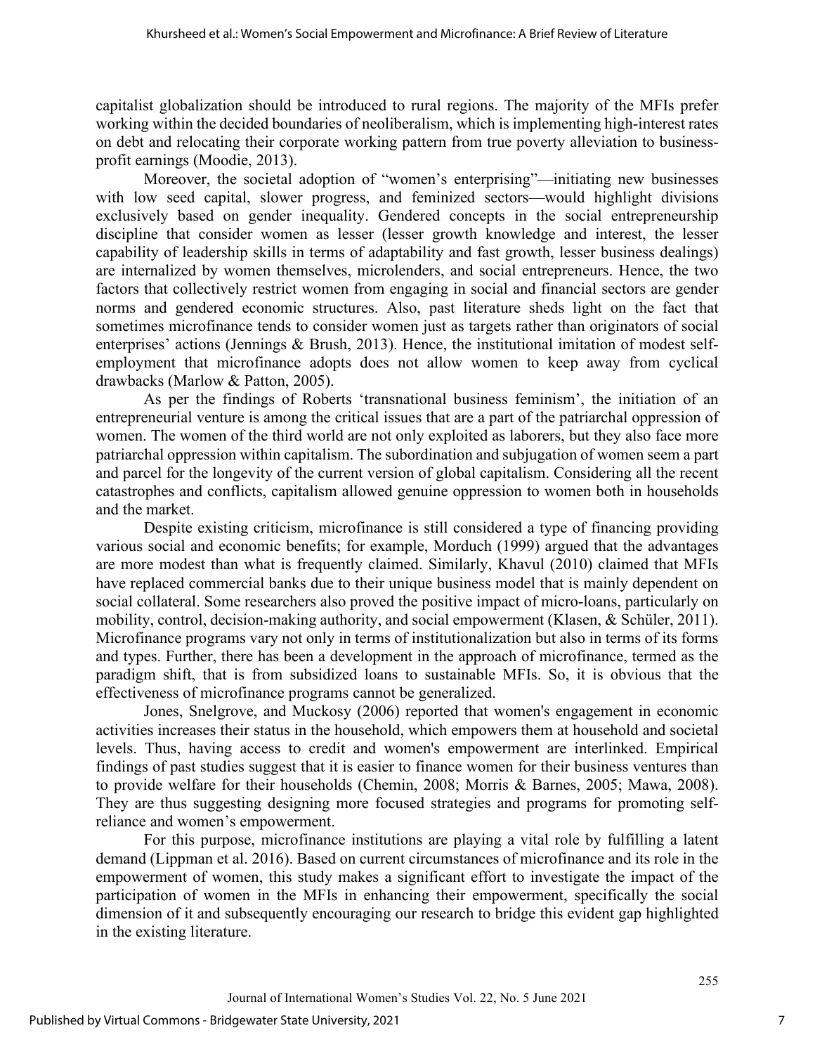capitalist globalization should be introduced to rural regions. The majority of the MFIs prefer working within the decided boundaries of neoliberalism, which is implementing high-interest rates on debt and relocating their corporate working pattern from true poverty alleviation to business-profit earnings (Moodie, 2013).

Moreover, the societal adoption of "women's enterprising"—initiating new businesses with low seed capital, slower progress, and feminized sectors—would highlight divisions exclusively based on gender inequality. Gendered concepts in the social entrepreneurship discipline that consider women as lesser (lesser growth knowledge and interest, the lesser capability of leadership skills in terms of adaptability and fast growth, lesser business dealings) are internalized by women themselves, microlenders, and social entrepreneurs. Hence, the two factors that collectively restrict women from engaging in social and financial sectors are gender norms and gendered economic structures. Also, past literature sheds light on the fact that sometimes microfinance tends to consider women just as targets rather than originators of social enterprises' actions (Jennings & Brush, 2013). Hence, the institutional imitation of modest self-employment that microfinance adopts does not allow women to keep away from cyclical drawbacks (Marlow & Patton, 2005).

As per the findings of Roberts 'transnational business feminism', the initiation of an entrepreneurial venture is among the critical issues that are a part of the patriarchal oppression of women. The women of the third world are not only exploited as laborers, but they also face more patriarchal oppression within capitalism. The subordination and subjugation of women seem a part and parcel for the longevity of the current version of global capitalism. Considering all the recent catastrophes and conflicts, capitalism allowed genuine oppression to women both in households and the market.

Despite existing criticism, microfinance is still considered a type of financing providing various social and economic benefits; for example, Morduch (1999) argued that the advantages are more modest than what is frequently claimed. Similarly, Khavul (2010) claimed that MFIs have replaced commercial banks due to their unique business model that is mainly dependent on social collateral. Some researchers also proved the positive impact of micro-loans, particularly on mobility, control, decision-making authority, and social empowerment (Klasen, & Schüler, 2011). Microfinance programs vary not only in terms of institutionalization but also in terms of its forms and types. Further, there has been a development in the approach of microfinance, termed as the paradigm shift, that is from subsidized loans to sustainable MFIs. So, it is obvious that the effectiveness of microfinance programs cannot be generalized.

Jones, Snelgrove, and Muckosy (2006) reported that women's engagement in economic activities increases their status in the household, which empowers them at household and societal levels. Thus, having access to credit and women's empowerment are interlinked. Empirical findings of past studies suggest that it is easier to finance women for their business ventures than to provide welfare for their households (Chemin, 2008; Morris & Barnes, 2005; Mawa, 2008). They are thus suggesting designing more focused strategies and programs for promoting self-reliance and women's empowerment.

For this purpose, microfinance institutions are playing a vital role by fulfilling a latent demand (Lippman et al. 2016). Based on current circumstances of microfinance and its role in the empowerment of women, this study makes a significant effort to investigate the impact of the participation of women in the MFIs in enhancing their empowerment, specifically the social dimension of it and subsequently encouraging our research to bridge this evident gap highlighted in the existing literature.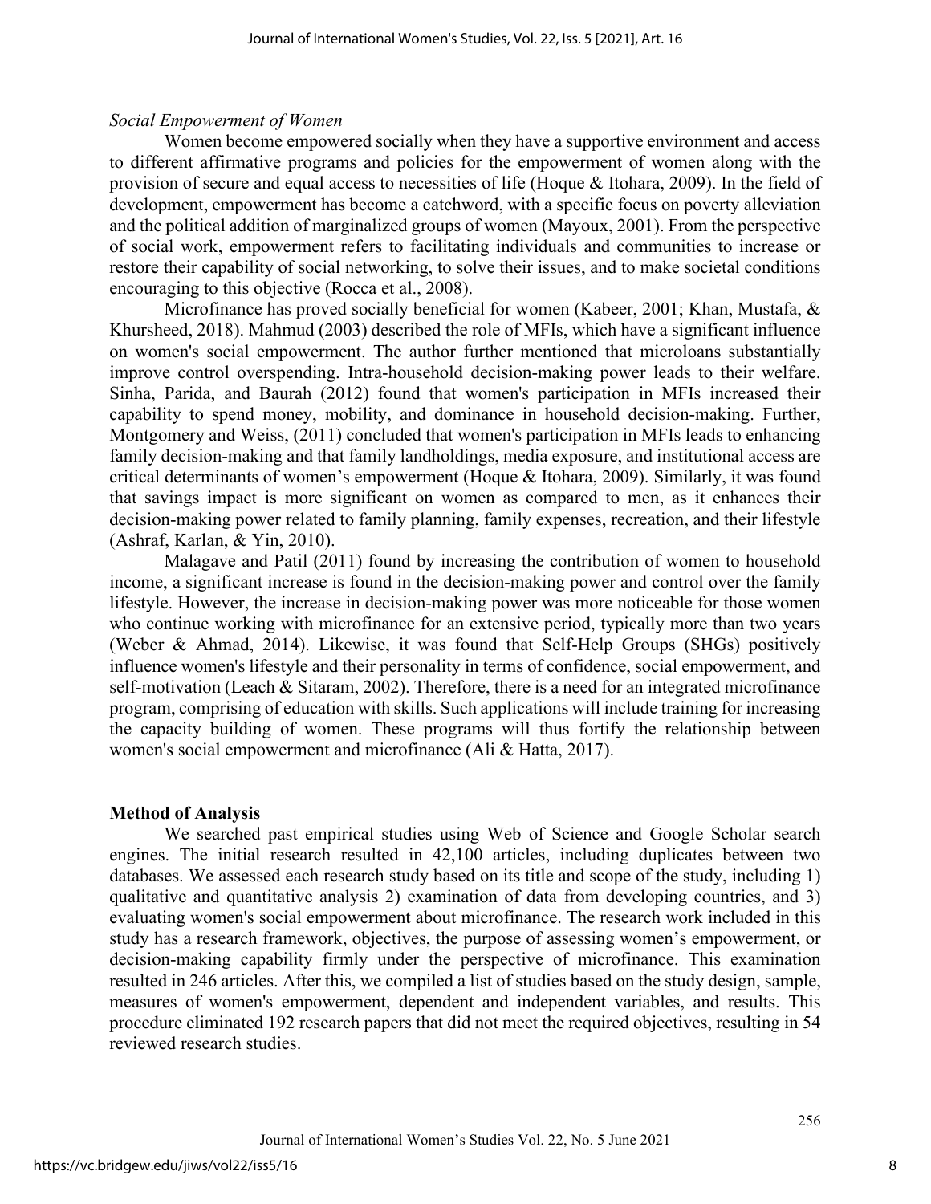*Social Empowerment of Women*

Women become empowered socially when they have a supportive environment and access to different affirmative programs and policies for the empowerment of women along with the provision of secure and equal access to necessities of life (Hoque & Itohara, 2009). In the field of development, empowerment has become a catchword, with a specific focus on poverty alleviation and the political addition of marginalized groups of women (Mayoux, 2001). From the perspective of social work, empowerment refers to facilitating individuals and communities to increase or restore their capability of social networking, to solve their issues, and to make societal conditions encouraging to this objective (Rocca et al., 2008).

Microfinance has proved socially beneficial for women (Kabeer, 2001; Khan, Mustafa, & Khursheed, 2018). Mahmud (2003) described the role of MFIs, which have a significant influence on women's social empowerment. The author further mentioned that microloans substantially improve control overspending. Intra-household decision-making power leads to their welfare. Sinha, Parida, and Baurah (2012) found that women's participation in MFIs increased their capability to spend money, mobility, and dominance in household decision-making. Further, Montgomery and Weiss, (2011) concluded that women's participation in MFIs leads to enhancing family decision-making and that family landholdings, media exposure, and institutional access are critical determinants of women's empowerment (Hoque & Itohara, 2009). Similarly, it was found that savings impact is more significant on women as compared to men, as it enhances their decision-making power related to family planning, family expenses, recreation, and their lifestyle (Ashraf, Karlan, & Yin, 2010).

Malagave and Patil (2011) found by increasing the contribution of women to household income, a significant increase is found in the decision-making power and control over the family lifestyle. However, the increase in decision-making power was more noticeable for those women who continue working with microfinance for an extensive period, typically more than two years (Weber & Ahmad, 2014). Likewise, it was found that Self-Help Groups (SHGs) positively influence women's lifestyle and their personality in terms of confidence, social empowerment, and self-motivation (Leach & Sitaram, 2002). Therefore, there is a need for an integrated microfinance program, comprising of education with skills. Such applications will include training for increasing the capacity building of women. These programs will thus fortify the relationship between women's social empowerment and microfinance (Ali & Hatta, 2017).

## Method of Analysis

We searched past empirical studies using Web of Science and Google Scholar search engines. The initial research resulted in 42,100 articles, including duplicates between two databases. We assessed each research study based on its title and scope of the study, including 1) qualitative and quantitative analysis 2) examination of data from developing countries, and 3) evaluating women's social empowerment about microfinance. The research work included in this study has a research framework, objectives, the purpose of assessing women's empowerment, or decision-making capability firmly under the perspective of microfinance. This examination resulted in 246 articles. After this, we compiled a list of studies based on the study design, sample, measures of women's empowerment, dependent and independent variables, and results. This procedure eliminated 192 research papers that did not meet the required objectives, resulting in 54 reviewed research studies.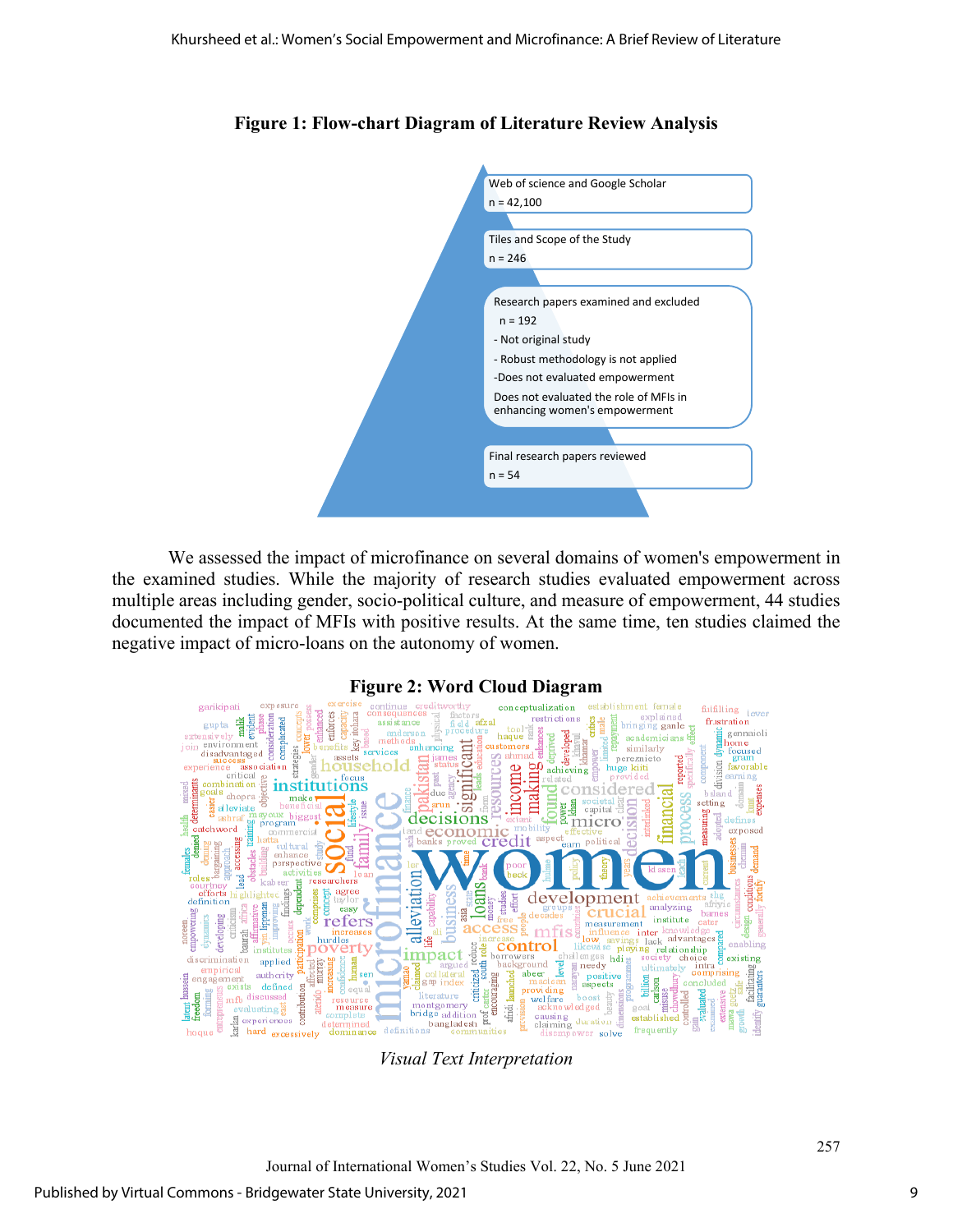**Figure 1: Flow-chart Diagram of Literature Review Analysis**

Web of science and Google Scholar
n = 42,100

Tiles and Scope of the Study
n = 246

Research papers examined and excluded
n = 192
- Not original study
- Robust methodology is not applied
-Does not evaluated empowerment
Does not evaluated the role of MFIs in enhancing women's empowerment

Final research papers reviewed
n = 54

We assessed the impact of microfinance on several domains of women's empowerment in the examined studies. While the majority of research studies evaluated empowerment across multiple areas including gender, socio-political culture, and measure of empowerment, 44 studies documented the impact of MFIs with positive results. At the same time, ten studies claimed the negative impact of micro-loans on the autonomy of women.

**Figure 2: Word Cloud Diagram**

*Visual Text Interpretation*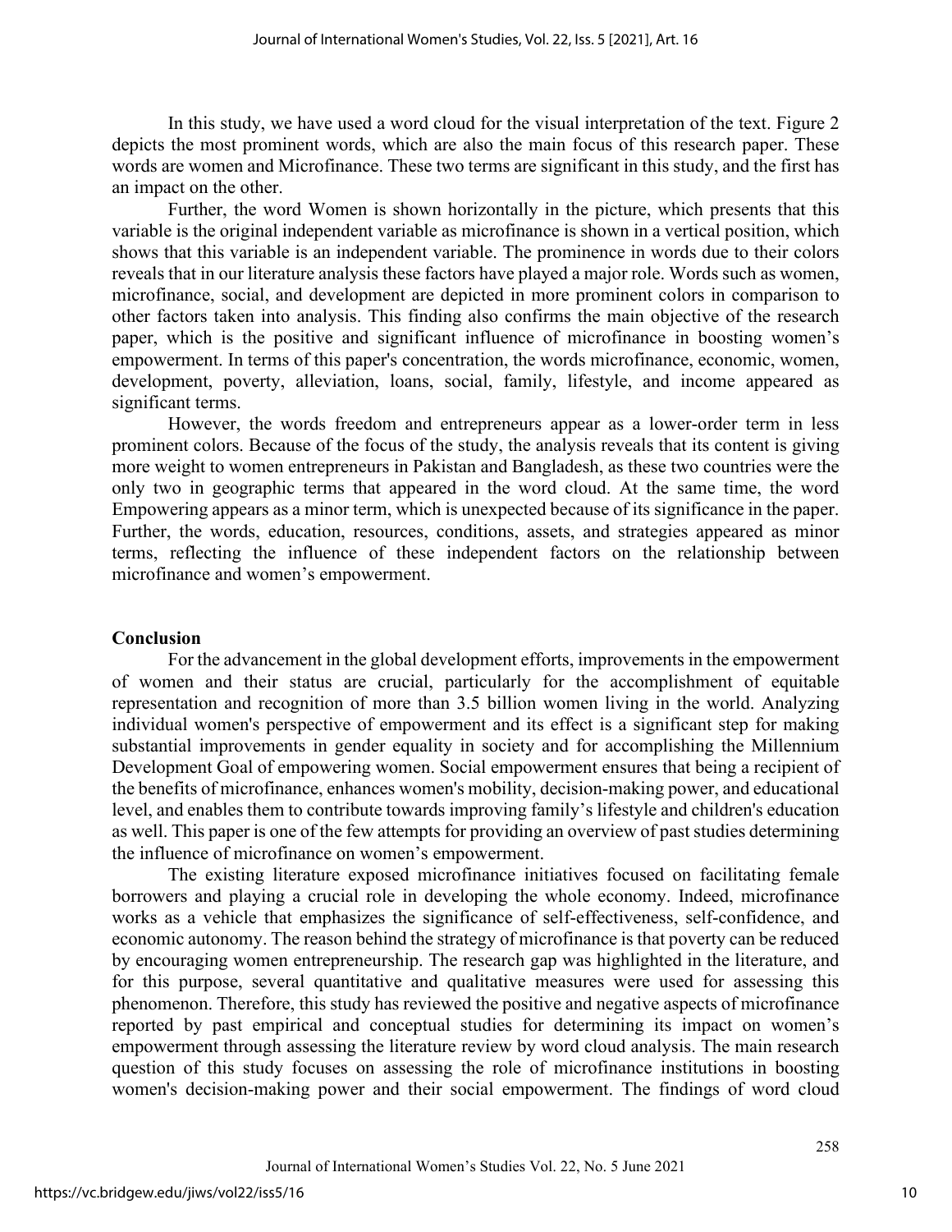In this study, we have used a word cloud for the visual interpretation of the text. Figure 2 depicts the most prominent words, which are also the main focus of this research paper. These words are women and Microfinance. These two terms are significant in this study, and the first has an impact on the other.

Further, the word Women is shown horizontally in the picture, which presents that this variable is the original independent variable as microfinance is shown in a vertical position, which shows that this variable is an independent variable. The prominence in words due to their colors reveals that in our literature analysis these factors have played a major role. Words such as women, microfinance, social, and development are depicted in more prominent colors in comparison to other factors taken into analysis. This finding also confirms the main objective of the research paper, which is the positive and significant influence of microfinance in boosting women's empowerment. In terms of this paper's concentration, the words microfinance, economic, women, development, poverty, alleviation, loans, social, family, lifestyle, and income appeared as significant terms.

However, the words freedom and entrepreneurs appear as a lower-order term in less prominent colors. Because of the focus of the study, the analysis reveals that its content is giving more weight to women entrepreneurs in Pakistan and Bangladesh, as these two countries were the only two in geographic terms that appeared in the word cloud. At the same time, the word Empowering appears as a minor term, which is unexpected because of its significance in the paper. Further, the words, education, resources, conditions, assets, and strategies appeared as minor terms, reflecting the influence of these independent factors on the relationship between microfinance and women's empowerment.

## Conclusion

For the advancement in the global development efforts, improvements in the empowerment of women and their status are crucial, particularly for the accomplishment of equitable representation and recognition of more than 3.5 billion women living in the world. Analyzing individual women's perspective of empowerment and its effect is a significant step for making substantial improvements in gender equality in society and for accomplishing the Millennium Development Goal of empowering women. Social empowerment ensures that being a recipient of the benefits of microfinance, enhances women's mobility, decision-making power, and educational level, and enables them to contribute towards improving family's lifestyle and children's education as well. This paper is one of the few attempts for providing an overview of past studies determining the influence of microfinance on women's empowerment.

The existing literature exposed microfinance initiatives focused on facilitating female borrowers and playing a crucial role in developing the whole economy. Indeed, microfinance works as a vehicle that emphasizes the significance of self-effectiveness, self-confidence, and economic autonomy. The reason behind the strategy of microfinance is that poverty can be reduced by encouraging women entrepreneurship. The research gap was highlighted in the literature, and for this purpose, several quantitative and qualitative measures were used for assessing this phenomenon. Therefore, this study has reviewed the positive and negative aspects of microfinance reported by past empirical and conceptual studies for determining its impact on women's empowerment through assessing the literature review by word cloud analysis. The main research question of this study focuses on assessing the role of microfinance institutions in boosting women's decision-making power and their social empowerment. The findings of word cloud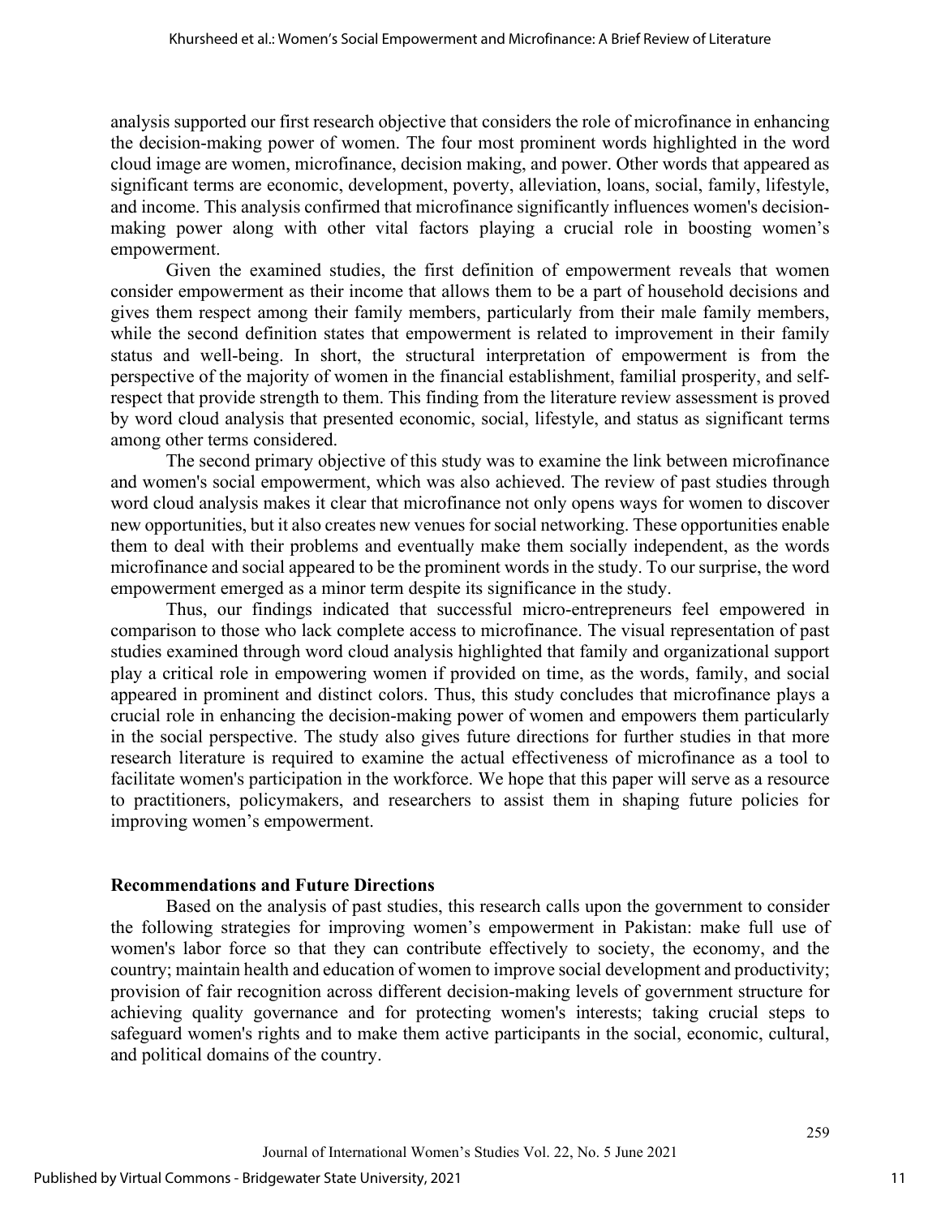analysis supported our first research objective that considers the role of microfinance in enhancing the decision-making power of women. The four most prominent words highlighted in the word cloud image are women, microfinance, decision making, and power. Other words that appeared as significant terms are economic, development, poverty, alleviation, loans, social, family, lifestyle, and income. This analysis confirmed that microfinance significantly influences women's decision-making power along with other vital factors playing a crucial role in boosting women's empowerment.

Given the examined studies, the first definition of empowerment reveals that women consider empowerment as their income that allows them to be a part of household decisions and gives them respect among their family members, particularly from their male family members, while the second definition states that empowerment is related to improvement in their family status and well-being. In short, the structural interpretation of empowerment is from the perspective of the majority of women in the financial establishment, familial prosperity, and self-respect that provide strength to them. This finding from the literature review assessment is proved by word cloud analysis that presented economic, social, lifestyle, and status as significant terms among other terms considered.

The second primary objective of this study was to examine the link between microfinance and women's social empowerment, which was also achieved. The review of past studies through word cloud analysis makes it clear that microfinance not only opens ways for women to discover new opportunities, but it also creates new venues for social networking. These opportunities enable them to deal with their problems and eventually make them socially independent, as the words microfinance and social appeared to be the prominent words in the study. To our surprise, the word empowerment emerged as a minor term despite its significance in the study.

Thus, our findings indicated that successful micro-entrepreneurs feel empowered in comparison to those who lack complete access to microfinance. The visual representation of past studies examined through word cloud analysis highlighted that family and organizational support play a critical role in empowering women if provided on time, as the words, family, and social appeared in prominent and distinct colors. Thus, this study concludes that microfinance plays a crucial role in enhancing the decision-making power of women and empowers them particularly in the social perspective. The study also gives future directions for further studies in that more research literature is required to examine the actual effectiveness of microfinance as a tool to facilitate women's participation in the workforce. We hope that this paper will serve as a resource to practitioners, policymakers, and researchers to assist them in shaping future policies for improving women's empowerment.

## Recommendations and Future Directions

Based on the analysis of past studies, this research calls upon the government to consider the following strategies for improving women's empowerment in Pakistan: make full use of women's labor force so that they can contribute effectively to society, the economy, and the country; maintain health and education of women to improve social development and productivity; provision of fair recognition across different decision-making levels of government structure for achieving quality governance and for protecting women's interests; taking crucial steps to safeguard women's rights and to make them active participants in the social, economic, cultural, and political domains of the country.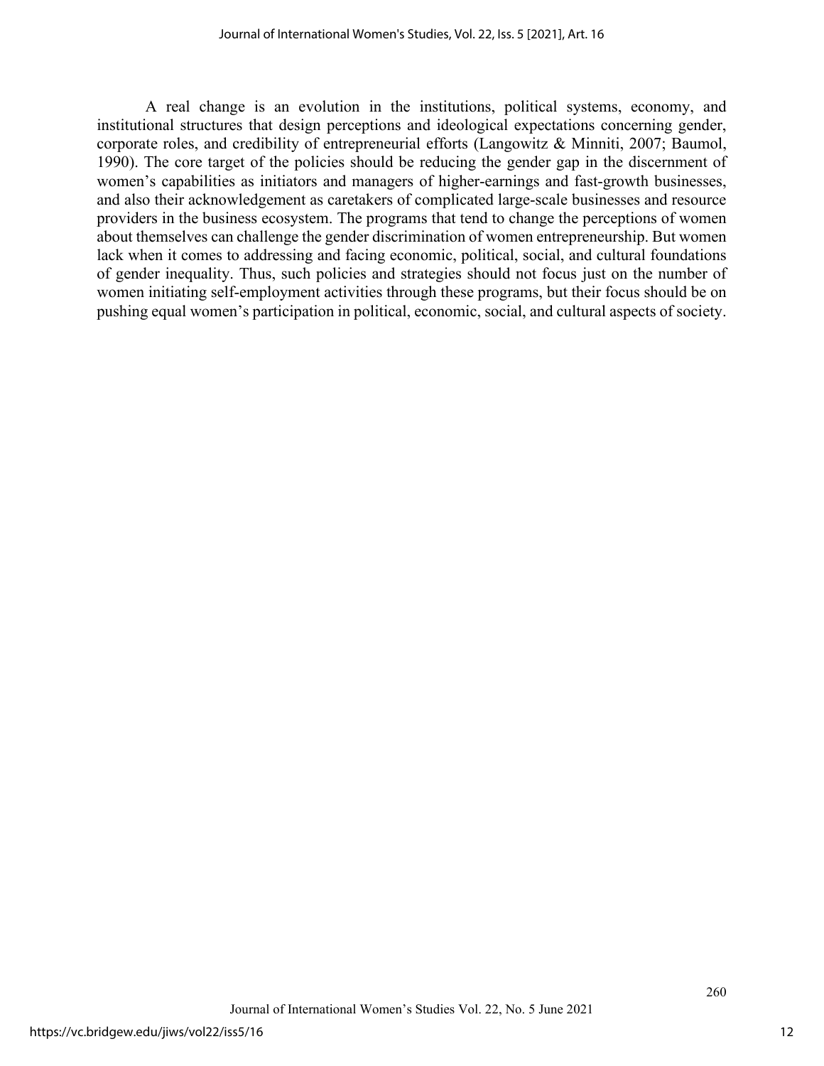A real change is an evolution in the institutions, political systems, economy, and institutional structures that design perceptions and ideological expectations concerning gender, corporate roles, and credibility of entrepreneurial efforts (Langowitz & Minniti, 2007; Baumol, 1990). The core target of the policies should be reducing the gender gap in the discernment of women's capabilities as initiators and managers of higher-earnings and fast-growth businesses, and also their acknowledgement as caretakers of complicated large-scale businesses and resource providers in the business ecosystem. The programs that tend to change the perceptions of women about themselves can challenge the gender discrimination of women entrepreneurship. But women lack when it comes to addressing and facing economic, political, social, and cultural foundations of gender inequality. Thus, such policies and strategies should not focus just on the number of women initiating self-employment activities through these programs, but their focus should be on pushing equal women's participation in political, economic, social, and cultural aspects of society.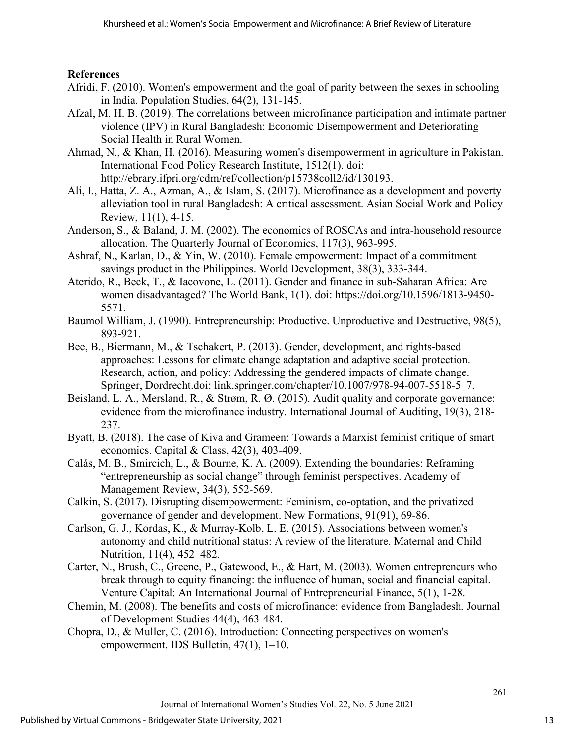**References**

Afridi, F. (2010). Women's empowerment and the goal of parity between the sexes in schooling in India. Population Studies, 64(2), 131-145.

Afzal, M. H. B. (2019). The correlations between microfinance participation and intimate partner violence (IPV) in Rural Bangladesh: Economic Disempowerment and Deteriorating Social Health in Rural Women.

Ahmad, N., & Khan, H. (2016). Measuring women's disempowerment in agriculture in Pakistan. International Food Policy Research Institute, 1512(1). doi: http://ebrary.ifpri.org/cdm/ref/collection/p15738coll2/id/130193.

Ali, I., Hatta, Z. A., Azman, A., & Islam, S. (2017). Microfinance as a development and poverty alleviation tool in rural Bangladesh: A critical assessment. Asian Social Work and Policy Review, 11(1), 4-15.

Anderson, S., & Baland, J. M. (2002). The economics of ROSCAs and intra-household resource allocation. The Quarterly Journal of Economics, 117(3), 963-995.

Ashraf, N., Karlan, D., & Yin, W. (2010). Female empowerment: Impact of a commitment savings product in the Philippines. World Development, 38(3), 333-344.

Aterido, R., Beck, T., & Iacovone, L. (2011). Gender and finance in sub-Saharan Africa: Are women disadvantaged? The World Bank, 1(1). doi: https://doi.org/10.1596/1813-9450-5571.

Baumol William, J. (1990). Entrepreneurship: Productive. Unproductive and Destructive, 98(5), 893-921.

Bee, B., Biermann, M., & Tschakert, P. (2013). Gender, development, and rights-based approaches: Lessons for climate change adaptation and adaptive social protection. Research, action, and policy: Addressing the gendered impacts of climate change. Springer, Dordrecht.doi: link.springer.com/chapter/10.1007/978-94-007-5518-5_7.

Beisland, L. A., Mersland, R., & Strøm, R. Ø. (2015). Audit quality and corporate governance: evidence from the microfinance industry. International Journal of Auditing, 19(3), 218-237.

Byatt, B. (2018). The case of Kiva and Grameen: Towards a Marxist feminist critique of smart economics. Capital & Class, 42(3), 403-409.

Calás, M. B., Smircich, L., & Bourne, K. A. (2009). Extending the boundaries: Reframing "entrepreneurship as social change" through feminist perspectives. Academy of Management Review, 34(3), 552-569.

Calkin, S. (2017). Disrupting disempowerment: Feminism, co-optation, and the privatized governance of gender and development. New Formations, 91(91), 69-86.

Carlson, G. J., Kordas, K., & Murray-Kolb, L. E. (2015). Associations between women's autonomy and child nutritional status: A review of the literature. Maternal and Child Nutrition, 11(4), 452–482.

Carter, N., Brush, C., Greene, P., Gatewood, E., & Hart, M. (2003). Women entrepreneurs who break through to equity financing: the influence of human, social and financial capital. Venture Capital: An International Journal of Entrepreneurial Finance, 5(1), 1-28.

Chemin, M. (2008). The benefits and costs of microfinance: evidence from Bangladesh. Journal of Development Studies 44(4), 463-484.

Chopra, D., & Muller, C. (2016). Introduction: Connecting perspectives on women's empowerment. IDS Bulletin, 47(1), 1–10.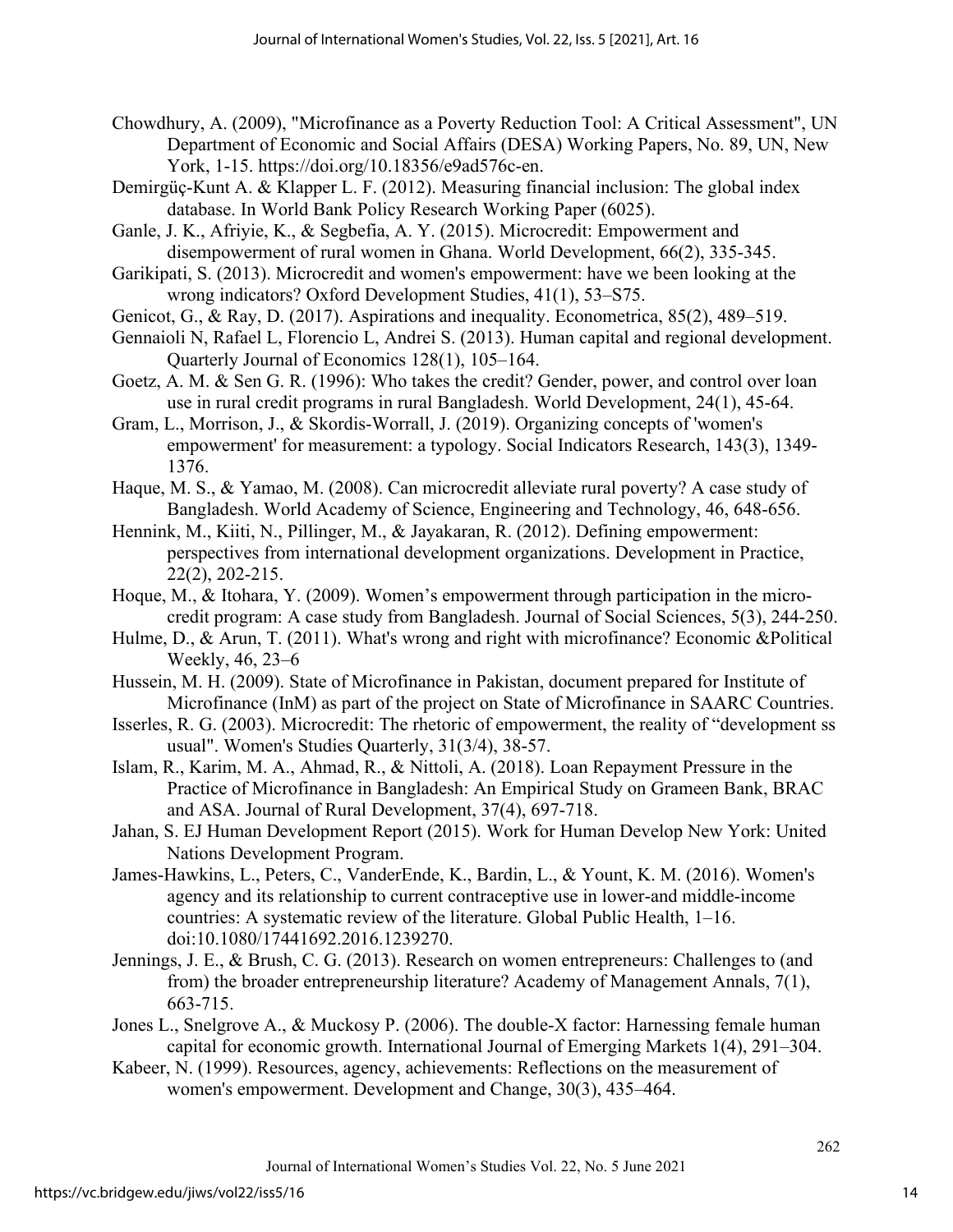Chowdhury, A. (2009), "Microfinance as a Poverty Reduction Tool: A Critical Assessment", UN Department of Economic and Social Affairs (DESA) Working Papers, No. 89, UN, New York, 1-15. https://doi.org/10.18356/e9ad576c-en.

Demirgüç-Kunt A. & Klapper L. F. (2012). Measuring financial inclusion: The global index database. In World Bank Policy Research Working Paper (6025).

Ganle, J. K., Afriyie, K., & Segbefia, A. Y. (2015). Microcredit: Empowerment and disempowerment of rural women in Ghana. World Development, 66(2), 335-345.

Garikipati, S. (2013). Microcredit and women's empowerment: have we been looking at the wrong indicators? Oxford Development Studies, 41(1), 53–S75.

Genicot, G., & Ray, D. (2017). Aspirations and inequality. Econometrica, 85(2), 489–519.

Gennaioli N, Rafael L, Florencio L, Andrei S. (2013). Human capital and regional development. Quarterly Journal of Economics 128(1), 105–164.

Goetz, A. M. & Sen G. R. (1996): Who takes the credit? Gender, power, and control over loan use in rural credit programs in rural Bangladesh. World Development, 24(1), 45-64.

Gram, L., Morrison, J., & Skordis-Worrall, J. (2019). Organizing concepts of 'women's empowerment' for measurement: a typology. Social Indicators Research, 143(3), 1349-1376.

Haque, M. S., & Yamao, M. (2008). Can microcredit alleviate rural poverty? A case study of Bangladesh. World Academy of Science, Engineering and Technology, 46, 648-656.

Hennink, M., Kiiti, N., Pillinger, M., & Jayakaran, R. (2012). Defining empowerment: perspectives from international development organizations. Development in Practice, 22(2), 202-215.

Hoque, M., & Itohara, Y. (2009). Women's empowerment through participation in the micro-credit program: A case study from Bangladesh. Journal of Social Sciences, 5(3), 244-250.

Hulme, D., & Arun, T. (2011). What's wrong and right with microfinance? Economic &Political Weekly, 46, 23–6

Hussein, M. H. (2009). State of Microfinance in Pakistan, document prepared for Institute of Microfinance (InM) as part of the project on State of Microfinance in SAARC Countries.

Isserles, R. G. (2003). Microcredit: The rhetoric of empowerment, the reality of "development ss usual". Women's Studies Quarterly, 31(3/4), 38-57.

Islam, R., Karim, M. A., Ahmad, R., & Nittoli, A. (2018). Loan Repayment Pressure in the Practice of Microfinance in Bangladesh: An Empirical Study on Grameen Bank, BRAC and ASA. Journal of Rural Development, 37(4), 697-718.

Jahan, S. EJ Human Development Report (2015). Work for Human Develop New York: United Nations Development Program.

James-Hawkins, L., Peters, C., VanderEnde, K., Bardin, L., & Yount, K. M. (2016). Women's agency and its relationship to current contraceptive use in lower-and middle-income countries: A systematic review of the literature. Global Public Health, 1–16. doi:10.1080/17441692.2016.1239270.

Jennings, J. E., & Brush, C. G. (2013). Research on women entrepreneurs: Challenges to (and from) the broader entrepreneurship literature? Academy of Management Annals, 7(1), 663-715.

Jones L., Snelgrove A., & Muckosy P. (2006). The double-X factor: Harnessing female human capital for economic growth. International Journal of Emerging Markets 1(4), 291–304.

Kabeer, N. (1999). Resources, agency, achievements: Reflections on the measurement of women's empowerment. Development and Change, 30(3), 435–464.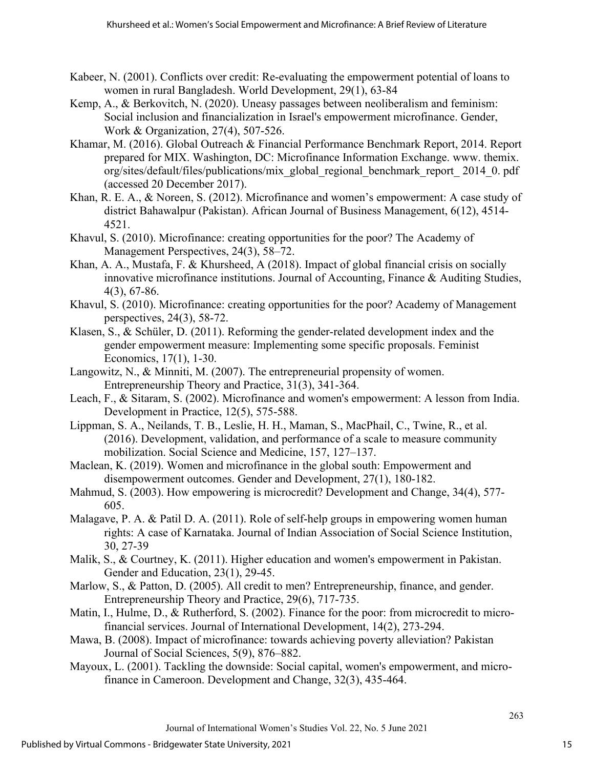Kabeer, N. (2001). Conflicts over credit: Re-evaluating the empowerment potential of loans to women in rural Bangladesh. World Development, 29(1), 63-84

Kemp, A., & Berkovitch, N. (2020). Uneasy passages between neoliberalism and feminism: Social inclusion and financialization in Israel's empowerment microfinance. Gender, Work & Organization, 27(4), 507-526.

Khamar, M. (2016). Global Outreach & Financial Performance Benchmark Report, 2014. Report prepared for MIX. Washington, DC: Microfinance Information Exchange. www. themix. org/sites/default/files/publications/mix_global_regional_benchmark_report_ 2014_0. pdf (accessed 20 December 2017).

Khan, R. E. A., & Noreen, S. (2012). Microfinance and women's empowerment: A case study of district Bahawalpur (Pakistan). African Journal of Business Management, 6(12), 4514-4521.

Khavul, S. (2010). Microfinance: creating opportunities for the poor? The Academy of Management Perspectives, 24(3), 58–72.

Khan, A. A., Mustafa, F. & Khursheed, A (2018). Impact of global financial crisis on socially innovative microfinance institutions. Journal of Accounting, Finance & Auditing Studies, 4(3), 67-86.

Khavul, S. (2010). Microfinance: creating opportunities for the poor? Academy of Management perspectives, 24(3), 58-72.

Klasen, S., & Schüler, D. (2011). Reforming the gender-related development index and the gender empowerment measure: Implementing some specific proposals. Feminist Economics, 17(1), 1-30.

Langowitz, N., & Minniti, M. (2007). The entrepreneurial propensity of women. Entrepreneurship Theory and Practice, 31(3), 341-364.

Leach, F., & Sitaram, S. (2002). Microfinance and women's empowerment: A lesson from India. Development in Practice, 12(5), 575-588.

Lippman, S. A., Neilands, T. B., Leslie, H. H., Maman, S., MacPhail, C., Twine, R., et al. (2016). Development, validation, and performance of a scale to measure community mobilization. Social Science and Medicine, 157, 127–137.

Maclean, K. (2019). Women and microfinance in the global south: Empowerment and disempowerment outcomes. Gender and Development, 27(1), 180-182.

Mahmud, S. (2003). How empowering is microcredit? Development and Change, 34(4), 577-605.

Malagave, P. A. & Patil D. A. (2011). Role of self-help groups in empowering women human rights: A case of Karnataka. Journal of Indian Association of Social Science Institution, 30, 27-39

Malik, S., & Courtney, K. (2011). Higher education and women's empowerment in Pakistan. Gender and Education, 23(1), 29-45.

Marlow, S., & Patton, D. (2005). All credit to men? Entrepreneurship, finance, and gender. Entrepreneurship Theory and Practice, 29(6), 717-735.

Matin, I., Hulme, D., & Rutherford, S. (2002). Finance for the poor: from microcredit to micro-financial services. Journal of International Development, 14(2), 273-294.

Mawa, B. (2008). Impact of microfinance: towards achieving poverty alleviation? Pakistan Journal of Social Sciences, 5(9), 876–882.

Mayoux, L. (2001). Tackling the downside: Social capital, women's empowerment, and micro-finance in Cameroon. Development and Change, 32(3), 435-464.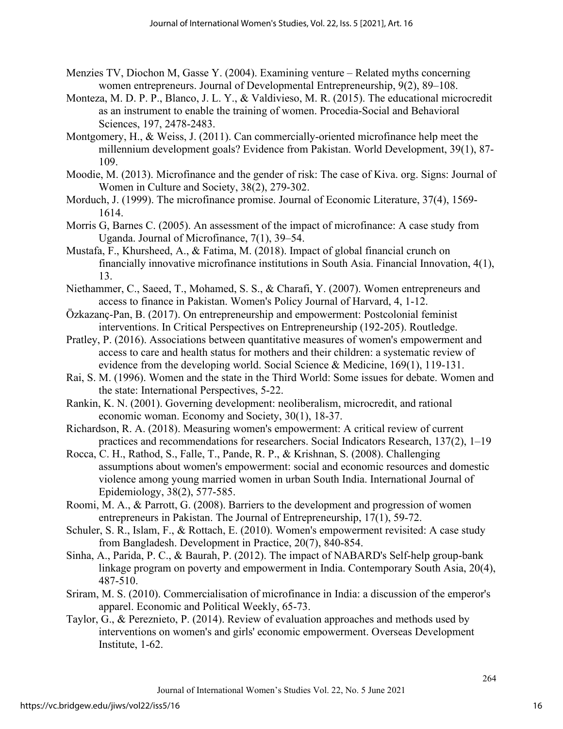Menzies TV, Diochon M, Gasse Y. (2004). Examining venture – Related myths concerning women entrepreneurs. Journal of Developmental Entrepreneurship, 9(2), 89–108.

Monteza, M. D. P. P., Blanco, J. L. Y., & Valdivieso, M. R. (2015). The educational microcredit as an instrument to enable the training of women. Procedia-Social and Behavioral Sciences, 197, 2478-2483.

Montgomery, H., & Weiss, J. (2011). Can commercially-oriented microfinance help meet the millennium development goals? Evidence from Pakistan. World Development, 39(1), 87-109.

Moodie, M. (2013). Microfinance and the gender of risk: The case of Kiva. org. Signs: Journal of Women in Culture and Society, 38(2), 279-302.

Morduch, J. (1999). The microfinance promise. Journal of Economic Literature, 37(4), 1569-1614.

Morris G, Barnes C. (2005). An assessment of the impact of microfinance: A case study from Uganda. Journal of Microfinance, 7(1), 39–54.

Mustafa, F., Khursheed, A., & Fatima, M. (2018). Impact of global financial crunch on financially innovative microfinance institutions in South Asia. Financial Innovation, 4(1), 13.

Niethammer, C., Saeed, T., Mohamed, S. S., & Charafi, Y. (2007). Women entrepreneurs and access to finance in Pakistan. Women's Policy Journal of Harvard, 4, 1-12.

Özkazanç-Pan, B. (2017). On entrepreneurship and empowerment: Postcolonial feminist interventions. In Critical Perspectives on Entrepreneurship (192-205). Routledge.

Pratley, P. (2016). Associations between quantitative measures of women's empowerment and access to care and health status for mothers and their children: a systematic review of evidence from the developing world. Social Science & Medicine, 169(1), 119-131.

Rai, S. M. (1996). Women and the state in the Third World: Some issues for debate. Women and the state: International Perspectives, 5-22.

Rankin, K. N. (2001). Governing development: neoliberalism, microcredit, and rational economic woman. Economy and Society, 30(1), 18-37.

Richardson, R. A. (2018). Measuring women's empowerment: A critical review of current practices and recommendations for researchers. Social Indicators Research, 137(2), 1–19

Rocca, C. H., Rathod, S., Falle, T., Pande, R. P., & Krishnan, S. (2008). Challenging assumptions about women's empowerment: social and economic resources and domestic violence among young married women in urban South India. International Journal of Epidemiology, 38(2), 577-585.

Roomi, M. A., & Parrott, G. (2008). Barriers to the development and progression of women entrepreneurs in Pakistan. The Journal of Entrepreneurship, 17(1), 59-72.

Schuler, S. R., Islam, F., & Rottach, E. (2010). Women's empowerment revisited: A case study from Bangladesh. Development in Practice, 20(7), 840-854.

Sinha, A., Parida, P. C., & Baurah, P. (2012). The impact of NABARD's Self-help group-bank linkage program on poverty and empowerment in India. Contemporary South Asia, 20(4), 487-510.

Sriram, M. S. (2010). Commercialisation of microfinance in India: a discussion of the emperor's apparel. Economic and Political Weekly, 65-73.

Taylor, G., & Pereznieto, P. (2014). Review of evaluation approaches and methods used by interventions on women's and girls' economic empowerment. Overseas Development Institute, 1-62.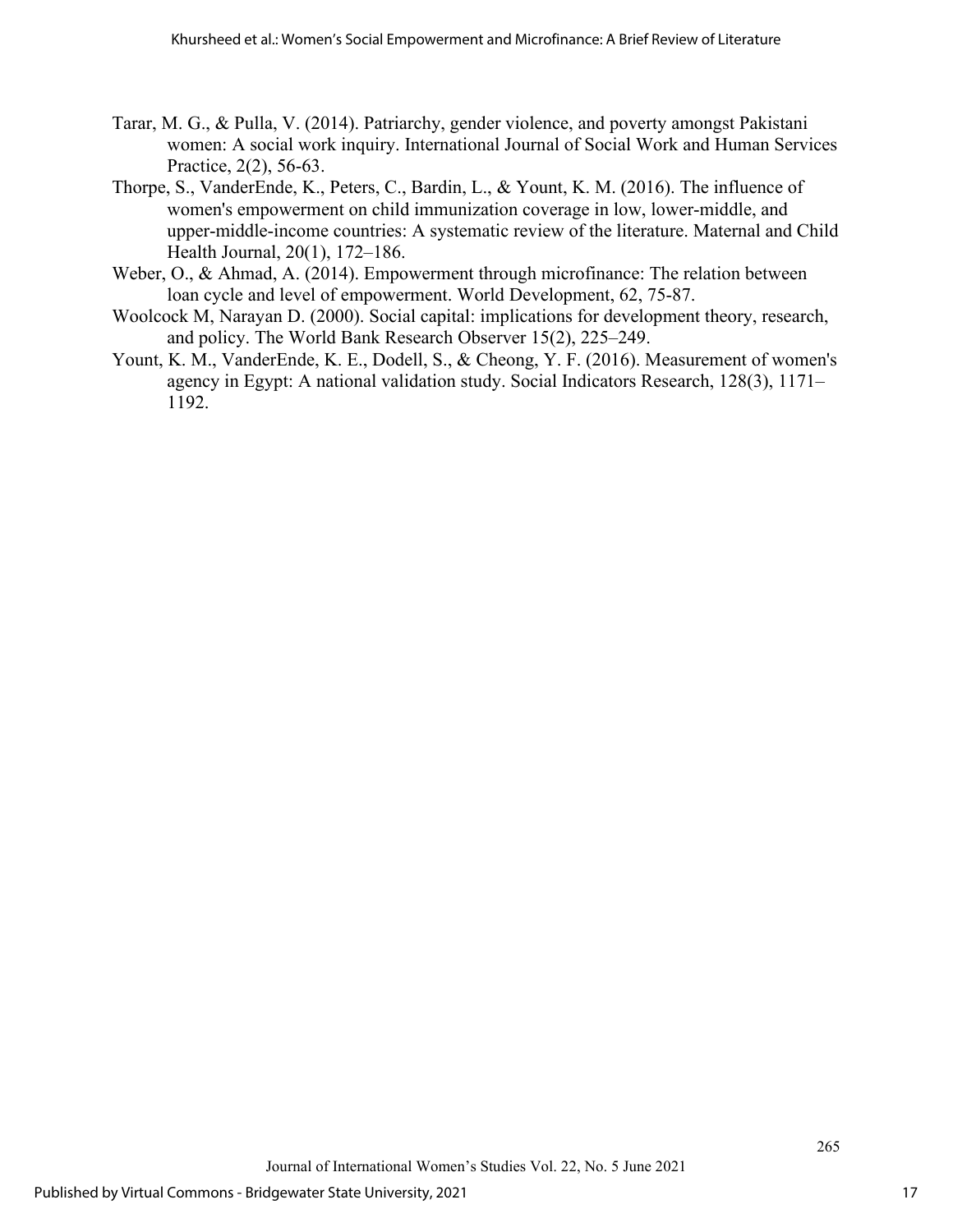Tarar, M. G., & Pulla, V. (2014). Patriarchy, gender violence, and poverty amongst Pakistani women: A social work inquiry. International Journal of Social Work and Human Services Practice, 2(2), 56-63.

Thorpe, S., VanderEnde, K., Peters, C., Bardin, L., & Yount, K. M. (2016). The influence of women's empowerment on child immunization coverage in low, lower-middle, and upper-middle-income countries: A systematic review of the literature. Maternal and Child Health Journal, 20(1), 172–186.

Weber, O., & Ahmad, A. (2014). Empowerment through microfinance: The relation between loan cycle and level of empowerment. World Development, 62, 75-87.

Woolcock M, Narayan D. (2000). Social capital: implications for development theory, research, and policy. The World Bank Research Observer 15(2), 225–249.

Yount, K. M., VanderEnde, K. E., Dodell, S., & Cheong, Y. F. (2016). Measurement of women's agency in Egypt: A national validation study. Social Indicators Research, 128(3), 1171–1192.